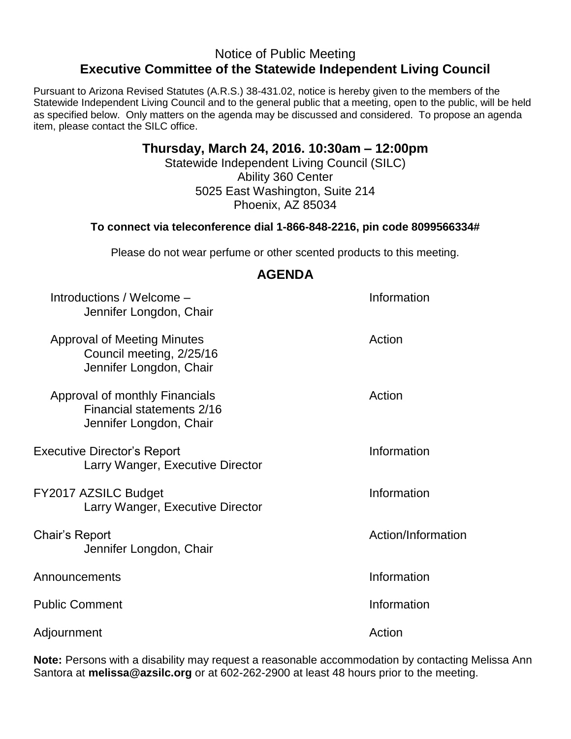Notice of Public Meeting

# Executive Committee of the Statewide Independent Living Council

Pursuant to Arizona Revised Statutes (A.R.S.) 38-431.02, notice is hereby given to the members of the Statewide Independent Living Council and to the general public that a meeting, open to the public, will be held as specified below. Only matters on the agenda may be discussed and considered. To propose an agenda item, please contact the SILC office.

## Thursday, March 24, 2016. 10:30am – 12:00pm

Statewide Independent Living Council (SILC)
Ability 360 Center
5025 East Washington, Suite 214
Phoenix, AZ 85034

**To connect via teleconference dial 1-866-848-2216, pin code 8099566334#**

Please do not wear perfume or other scented products to this meeting.

## AGENDA

| Item | Type |
|---|---|
| Introductions / Welcome – Jennifer Longdon, Chair | Information |
| Approval of Meeting Minutes<br>Council meeting, 2/25/16<br>Jennifer Longdon, Chair | Action |
| Approval of monthly Financials<br>Financial statements 2/16<br>Jennifer Longdon, Chair | Action |
| Executive Director's Report<br>Larry Wanger, Executive Director | Information |
| FY2017 AZSILC Budget<br>Larry Wanger, Executive Director | Information |
| Chair's Report<br>Jennifer Longdon, Chair | Action/Information |
| Announcements | Information |
| Public Comment | Information |
| Adjournment | Action |

**Note:** Persons with a disability may request a reasonable accommodation by contacting Melissa Ann Santora at **melissa@azsilc.org** or at 602-262-2900 at least 48 hours prior to the meeting.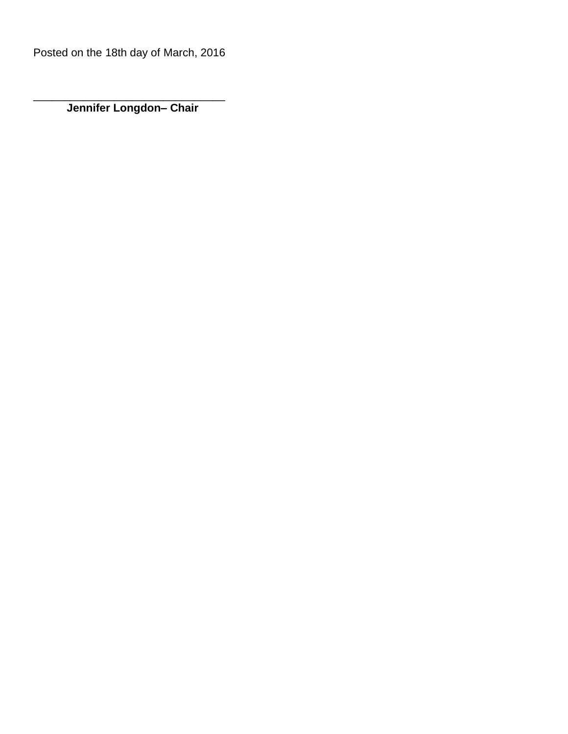Posted on the 18th day of March, 2016

________________________________

**Jennifer Longdon– Chair**